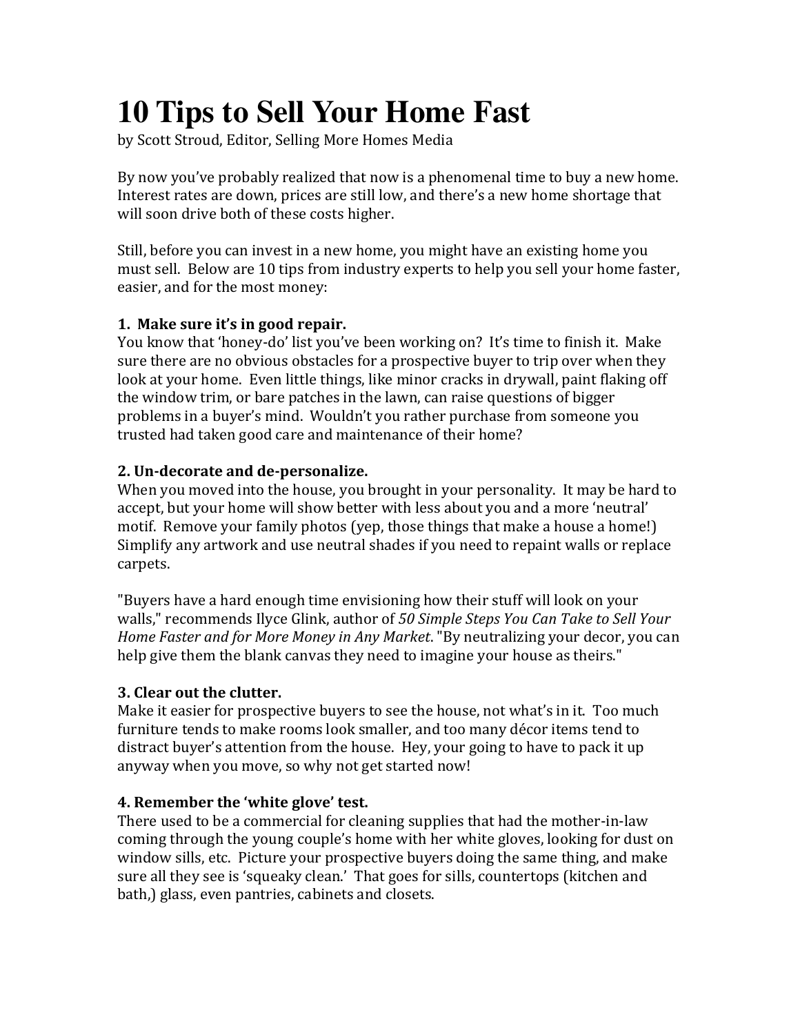# 10 Tips to Sell Your Home Fast

by Scott Stroud, Editor, Selling More Homes Media

By now you've probably realized that now is a phenomenal time to buy a new home. Interest rates are down, prices are still low, and there's a new home shortage that will soon drive both of these costs higher.

Still, before you can invest in a new home, you might have an existing home you must sell. Below are 10 tips from industry experts to help you sell your home faster, easier, and for the most money:

**1. Make sure it's in good repair.**

You know that 'honey-do' list you've been working on? It's time to finish it. Make sure there are no obvious obstacles for a prospective buyer to trip over when they look at your home. Even little things, like minor cracks in drywall, paint flaking off the window trim, or bare patches in the lawn, can raise questions of bigger problems in a buyer's mind. Wouldn't you rather purchase from someone you trusted had taken good care and maintenance of their home?

**2. Un-decorate and de-personalize.**

When you moved into the house, you brought in your personality. It may be hard to accept, but your home will show better with less about you and a more 'neutral' motif. Remove your family photos (yep, those things that make a house a home!) Simplify any artwork and use neutral shades if you need to repaint walls or replace carpets.

"Buyers have a hard enough time envisioning how their stuff will look on your walls," recommends Ilyce Glink, author of *50 Simple Steps You Can Take to Sell Your Home Faster and for More Money in Any Market*. "By neutralizing your decor, you can help give them the blank canvas they need to imagine your house as theirs."

**3. Clear out the clutter.**

Make it easier for prospective buyers to see the house, not what's in it. Too much furniture tends to make rooms look smaller, and too many décor items tend to distract buyer's attention from the house. Hey, your going to have to pack it up anyway when you move, so why not get started now!

**4. Remember the 'white glove' test.**

There used to be a commercial for cleaning supplies that had the mother-in-law coming through the young couple's home with her white gloves, looking for dust on window sills, etc. Picture your prospective buyers doing the same thing, and make sure all they see is 'squeaky clean.' That goes for sills, countertops (kitchen and bath,) glass, even pantries, cabinets and closets.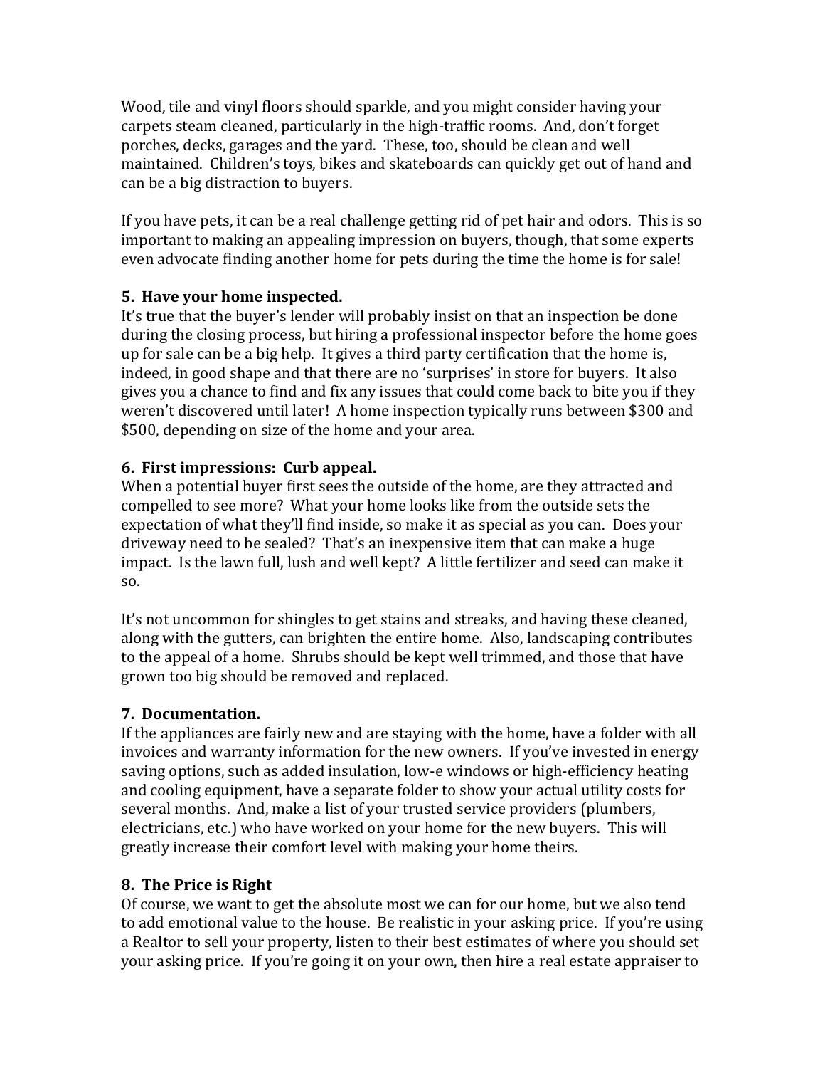Wood, tile and vinyl floors should sparkle, and you might consider having your carpets steam cleaned, particularly in the high-traffic rooms. And, don't forget porches, decks, garages and the yard. These, too, should be clean and well maintained. Children's toys, bikes and skateboards can quickly get out of hand and can be a big distraction to buyers.

If you have pets, it can be a real challenge getting rid of pet hair and odors. This is so important to making an appealing impression on buyers, though, that some experts even advocate finding another home for pets during the time the home is for sale!

**5. Have your home inspected.**

It's true that the buyer's lender will probably insist on that an inspection be done during the closing process, but hiring a professional inspector before the home goes up for sale can be a big help. It gives a third party certification that the home is, indeed, in good shape and that there are no 'surprises' in store for buyers. It also gives you a chance to find and fix any issues that could come back to bite you if they weren't discovered until later! A home inspection typically runs between $300 and $500, depending on size of the home and your area.

**6. First impressions: Curb appeal.**

When a potential buyer first sees the outside of the home, are they attracted and compelled to see more? What your home looks like from the outside sets the expectation of what they'll find inside, so make it as special as you can. Does your driveway need to be sealed? That's an inexpensive item that can make a huge impact. Is the lawn full, lush and well kept? A little fertilizer and seed can make it so.

It's not uncommon for shingles to get stains and streaks, and having these cleaned, along with the gutters, can brighten the entire home. Also, landscaping contributes to the appeal of a home. Shrubs should be kept well trimmed, and those that have grown too big should be removed and replaced.

**7. Documentation.**

If the appliances are fairly new and are staying with the home, have a folder with all invoices and warranty information for the new owners. If you've invested in energy saving options, such as added insulation, low-e windows or high-efficiency heating and cooling equipment, have a separate folder to show your actual utility costs for several months. And, make a list of your trusted service providers (plumbers, electricians, etc.) who have worked on your home for the new buyers. This will greatly increase their comfort level with making your home theirs.

**8. The Price is Right**

Of course, we want to get the absolute most we can for our home, but we also tend to add emotional value to the house. Be realistic in your asking price. If you're using a Realtor to sell your property, listen to their best estimates of where you should set your asking price. If you're going it on your own, then hire a real estate appraiser to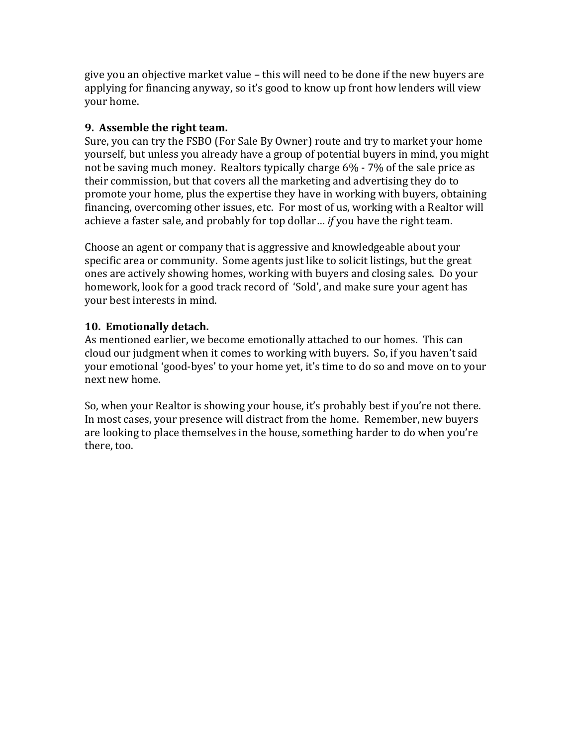give you an objective market value – this will need to be done if the new buyers are applying for financing anyway, so it's good to know up front how lenders will view your home.

**9. Assemble the right team.**

Sure, you can try the FSBO (For Sale By Owner) route and try to market your home yourself, but unless you already have a group of potential buyers in mind, you might not be saving much money. Realtors typically charge 6% - 7% of the sale price as their commission, but that covers all the marketing and advertising they do to promote your home, plus the expertise they have in working with buyers, obtaining financing, overcoming other issues, etc. For most of us, working with a Realtor will achieve a faster sale, and probably for top dollar… *if* you have the right team.

Choose an agent or company that is aggressive and knowledgeable about your specific area or community. Some agents just like to solicit listings, but the great ones are actively showing homes, working with buyers and closing sales. Do your homework, look for a good track record of 'Sold', and make sure your agent has your best interests in mind.

**10. Emotionally detach.**

As mentioned earlier, we become emotionally attached to our homes. This can cloud our judgment when it comes to working with buyers. So, if you haven't said your emotional 'good-byes' to your home yet, it's time to do so and move on to your next new home.

So, when your Realtor is showing your house, it's probably best if you're not there. In most cases, your presence will distract from the home. Remember, new buyers are looking to place themselves in the house, something harder to do when you're there, too.